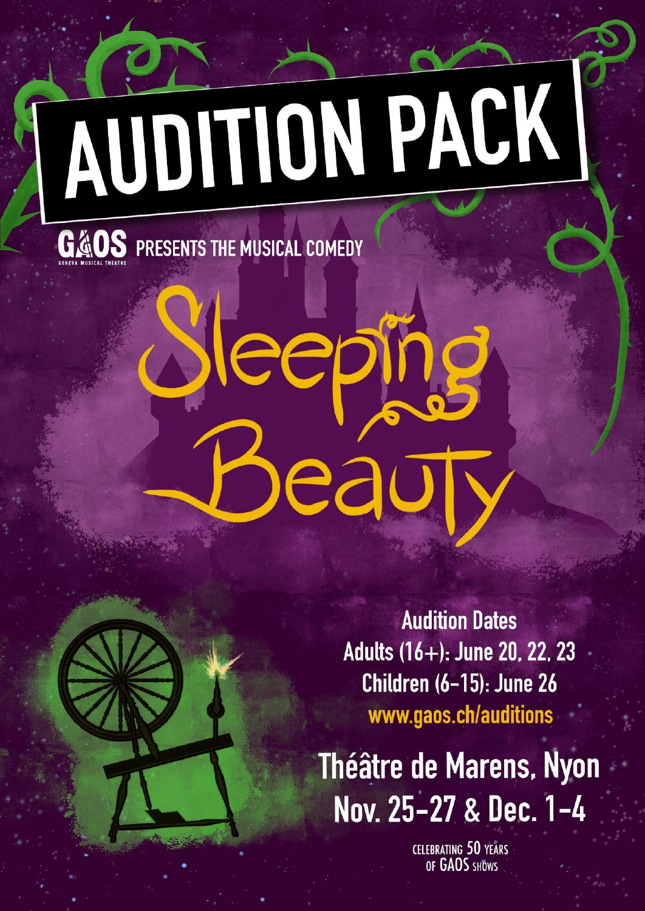# AUDITION PACK

GAOS PRESENTS THE MUSICAL COMEDY

GENEVA MUSICAL THEATRE

# Sleeping Beauty

**Audition Dates**

**Adults (16+): June 20, 22, 23**

**Children (6-15): June 26**

www.gaos.ch/auditions

## Théâtre de Marens, Nyon

## Nov. 25-27 & Dec. 1-4

CELEBRATING 50 YEARS OF GAOS SHOWS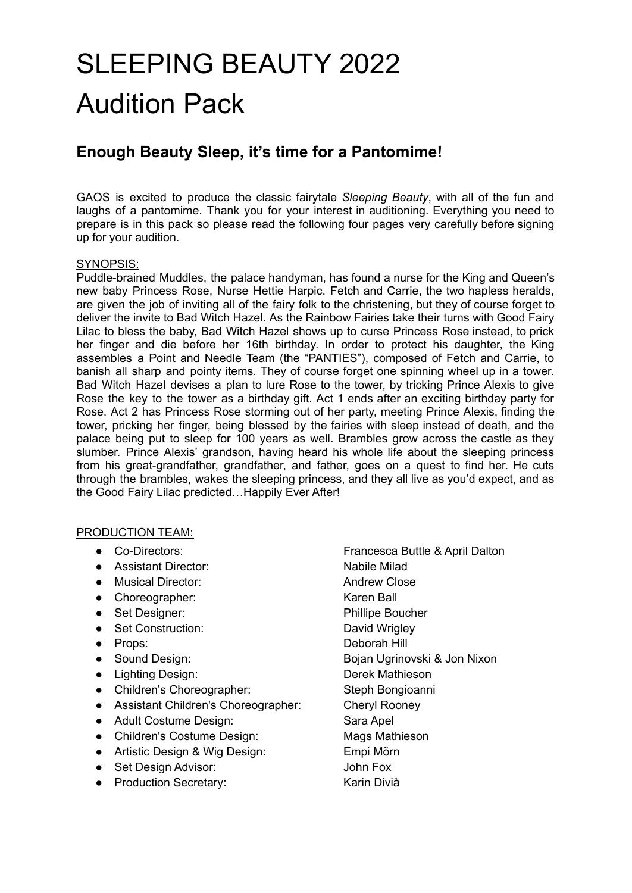# SLEEPING BEAUTY 2022
# Audition Pack

## Enough Beauty Sleep, it's time for a Pantomime!

GAOS is excited to produce the classic fairytale *Sleeping Beauty*, with all of the fun and laughs of a pantomime. Thank you for your interest in auditioning. Everything you need to prepare is in this pack so please read the following four pages very carefully before signing up for your audition.

SYNOPSIS:

Puddle-brained Muddles, the palace handyman, has found a nurse for the King and Queen's new baby Princess Rose, Nurse Hettie Harpic. Fetch and Carrie, the two hapless heralds, are given the job of inviting all of the fairy folk to the christening, but they of course forget to deliver the invite to Bad Witch Hazel. As the Rainbow Fairies take their turns with Good Fairy Lilac to bless the baby, Bad Witch Hazel shows up to curse Princess Rose instead, to prick her finger and die before her 16th birthday. In order to protect his daughter, the King assembles a Point and Needle Team (the "PANTIES"), composed of Fetch and Carrie, to banish all sharp and pointy items. They of course forget one spinning wheel up in a tower. Bad Witch Hazel devises a plan to lure Rose to the tower, by tricking Prince Alexis to give Rose the key to the tower as a birthday gift. Act 1 ends after an exciting birthday party for Rose. Act 2 has Princess Rose storming out of her party, meeting Prince Alexis, finding the tower, pricking her finger, being blessed by the fairies with sleep instead of death, and the palace being put to sleep for 100 years as well. Brambles grow across the castle as they slumber. Prince Alexis' grandson, having heard his whole life about the sleeping princess from his great-grandfather, grandfather, and father, goes on a quest to find her. He cuts through the brambles, wakes the sleeping princess, and they all live as you'd expect, and as the Good Fairy Lilac predicted…Happily Ever After!

PRODUCTION TEAM:

- Co-Directors: Francesca Buttle & April Dalton
- Assistant Director: Nabile Milad
- Musical Director: Andrew Close
- Choreographer: Karen Ball
- Set Designer: Phillipe Boucher
- Set Construction: David Wrigley
- Props: Deborah Hill
- Sound Design: Bojan Ugrinovski & Jon Nixon
- Lighting Design: Derek Mathieson
- Children's Choreographer: Steph Bongioanni
- Assistant Children's Choreographer: Cheryl Rooney
- Adult Costume Design: Sara Apel
- Children's Costume Design: Mags Mathieson
- Artistic Design & Wig Design: Empi Mörn
- Set Design Advisor: John Fox
- Production Secretary: Karin Divià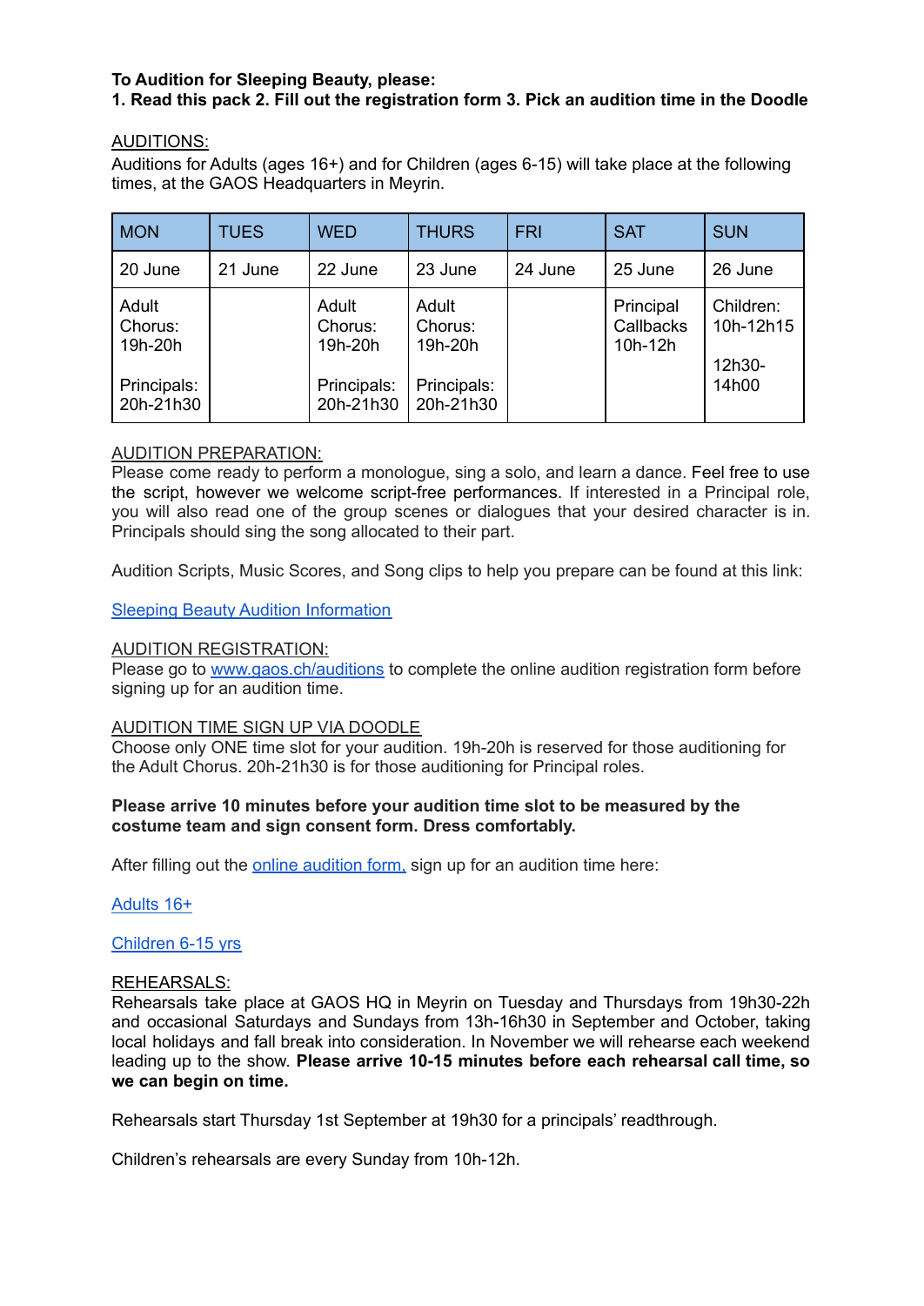**To Audition for Sleeping Beauty, please:**
**1. Read this pack 2. Fill out the registration form 3. Pick an audition time in the Doodle**

AUDITIONS:
Auditions for Adults (ages 16+) and for Children (ages 6-15) will take place at the following times, at the GAOS Headquarters in Meyrin.

| MON | TUES | WED | THURS | FRI | SAT | SUN |
|---|---|---|---|---|---|---|
| 20 June | 21 June | 22 June | 23 June | 24 June | 25 June | 26 June |
| Adult Chorus: 19h-20h<br><br>Principals: 20h-21h30 | | Adult Chorus: 19h-20h<br><br>Principals: 20h-21h30 | Adult Chorus: 19h-20h<br><br>Principals: 20h-21h30 | | Principal Callbacks 10h-12h | Children: 10h-12h15<br><br>12h30-14h00 |

AUDITION PREPARATION:
Please come ready to perform a monologue, sing a solo, and learn a dance. Feel free to use the script, however we welcome script-free performances. If interested in a Principal role, you will also read one of the group scenes or dialogues that your desired character is in. Principals should sing the song allocated to their part.

Audition Scripts, Music Scores, and Song clips to help you prepare can be found at this link:

Sleeping Beauty Audition Information

AUDITION REGISTRATION:
Please go to www.gaos.ch/auditions to complete the online audition registration form before signing up for an audition time.

AUDITION TIME SIGN UP VIA DOODLE
Choose only ONE time slot for your audition. 19h-20h is reserved for those auditioning for the Adult Chorus. 20h-21h30 is for those auditioning for Principal roles.

**Please arrive 10 minutes before your audition time slot to be measured by the costume team and sign consent form. Dress comfortably.**

After filling out the online audition form, sign up for an audition time here:

Adults 16+

Children 6-15 yrs

REHEARSALS:
Rehearsals take place at GAOS HQ in Meyrin on Tuesday and Thursdays from 19h30-22h and occasional Saturdays and Sundays from 13h-16h30 in September and October, taking local holidays and fall break into consideration. In November we will rehearse each weekend leading up to the show. **Please arrive 10-15 minutes before each rehearsal call time, so we can begin on time.**

Rehearsals start Thursday 1st September at 19h30 for a principals' readthrough.

Children's rehearsals are every Sunday from 10h-12h.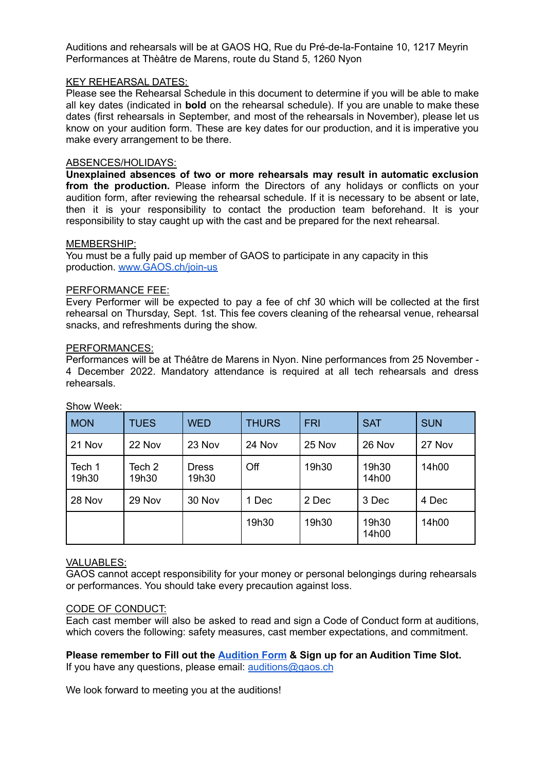Auditions and rehearsals will be at GAOS HQ, Rue du Pré-de-la-Fontaine 10, 1217 Meyrin
Performances at Thèâtre de Marens, route du Stand 5, 1260 Nyon

KEY REHEARSAL DATES:
Please see the Rehearsal Schedule in this document to determine if you will be able to make all key dates (indicated in **bold** on the rehearsal schedule). If you are unable to make these dates (first rehearsals in September, and most of the rehearsals in November), please let us know on your audition form. These are key dates for our production, and it is imperative you make every arrangement to be there.

ABSENCES/HOLIDAYS:
**Unexplained absences of two or more rehearsals may result in automatic exclusion from the production.** Please inform the Directors of any holidays or conflicts on your audition form, after reviewing the rehearsal schedule. If it is necessary to be absent or late, then it is your responsibility to contact the production team beforehand. It is your responsibility to stay caught up with the cast and be prepared for the next rehearsal.

MEMBERSHIP:
You must be a fully paid up member of GAOS to participate in any capacity in this production. [www.GAOS.ch/join-us](www.GAOS.ch/join-us)

PERFORMANCE FEE:
Every Performer will be expected to pay a fee of chf 30 which will be collected at the first rehearsal on Thursday, Sept. 1st. This fee covers cleaning of the rehearsal venue, rehearsal snacks, and refreshments during the show.

PERFORMANCES:
Performances will be at Théâtre de Marens in Nyon. Nine performances from 25 November - 4 December 2022. Mandatory attendance is required at all tech rehearsals and dress rehearsals.

Show Week:

| MON | TUES | WED | THURS | FRI | SAT | SUN |
|---|---|---|---|---|---|---|
| 21 Nov | 22 Nov | 23 Nov | 24 Nov | 25 Nov | 26 Nov | 27 Nov |
| Tech 1 19h30 | Tech 2 19h30 | Dress 19h30 | Off | 19h30 | 19h30 14h00 | 14h00 |
| 28 Nov | 29 Nov | 30 Nov | 1 Dec | 2 Dec | 3 Dec | 4 Dec |
| | | | 19h30 | 19h30 | 19h30 14h00 | 14h00 |

VALUABLES:
GAOS cannot accept responsibility for your money or personal belongings during rehearsals or performances. You should take every precaution against loss.

CODE OF CONDUCT:
Each cast member will also be asked to read and sign a Code of Conduct form at auditions, which covers the following: safety measures, cast member expectations, and commitment.

**Please remember to Fill out the Audition Form & Sign up for an Audition Time Slot.**
If you have any questions, please email: auditions@gaos.ch

We look forward to meeting you at the auditions!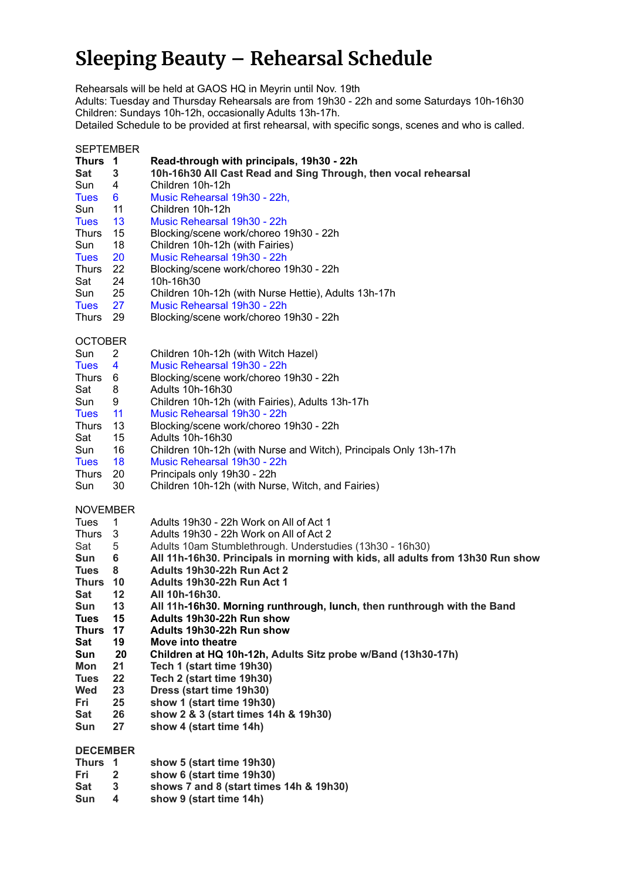# Sleeping Beauty – Rehearsal Schedule

Rehearsals will be held at GAOS HQ in Meyrin until Nov. 19th
Adults: Tuesday and Thursday Rehearsals are from 19h30 - 22h and some Saturdays 10h-16h30
Children: Sundays 10h-12h, occasionally Adults 13h-17h.
Detailed Schedule to be provided at first rehearsal, with specific songs, scenes and who is called.

SEPTEMBER

| | | |
|---|---|---|
| **Thurs** | **1** | **Read-through with principals, 19h30 - 22h** |
| **Sat** | **3** | **10h-16h30 All Cast Read and Sing Through, then vocal rehearsal** |
| Sun | 4 | Children 10h-12h |
| Tues | 6 | Music Rehearsal 19h30 - 22h, |
| Sun | 11 | Children 10h-12h |
| Tues | 13 | Music Rehearsal 19h30 - 22h |
| Thurs | 15 | Blocking/scene work/choreo 19h30 - 22h |
| Sun | 18 | Children 10h-12h (with Fairies) |
| Tues | 20 | Music Rehearsal 19h30 - 22h |
| Thurs | 22 | Blocking/scene work/choreo 19h30 - 22h |
| Sat | 24 | 10h-16h30 |
| Sun | 25 | Children 10h-12h (with Nurse Hettie), Adults 13h-17h |
| Tues | 27 | Music Rehearsal 19h30 - 22h |
| Thurs | 29 | Blocking/scene work/choreo 19h30 - 22h |

OCTOBER

| | | |
|---|---|---|
| Sun | 2 | Children 10h-12h (with Witch Hazel) |
| Tues | 4 | Music Rehearsal 19h30 - 22h |
| Thurs | 6 | Blocking/scene work/choreo 19h30 - 22h |
| Sat | 8 | Adults 10h-16h30 |
| Sun | 9 | Children 10h-12h (with Fairies), Adults 13h-17h |
| Tues | 11 | Music Rehearsal 19h30 - 22h |
| Thurs | 13 | Blocking/scene work/choreo 19h30 - 22h |
| Sat | 15 | Adults 10h-16h30 |
| Sun | 16 | Children 10h-12h (with Nurse and Witch), Principals Only 13h-17h |
| Tues | 18 | Music Rehearsal 19h30 - 22h |
| Thurs | 20 | Principals only 19h30 - 22h |
| Sun | 30 | Children 10h-12h (with Nurse, Witch, and Fairies) |

NOVEMBER

| | | |
|---|---|---|
| Tues | 1 | Adults 19h30 - 22h Work on All of Act 1 |
| Thurs | 3 | Adults 19h30 - 22h Work on All of Act 2 |
| Sat | 5 | Adults 10am Stumblethrough. Understudies (13h30 - 16h30) |
| **Sun** | **6** | **All 11h-16h30. Principals in morning with kids, all adults from 13h30 Run show** |
| **Tues** | **8** | **Adults 19h30-22h Run Act 2** |
| **Thurs** | **10** | **Adults 19h30-22h Run Act 1** |
| **Sat** | **12** | **All 10h-16h30.** |
| **Sun** | **13** | **All 11h-16h30. Morning runthrough, lunch, then runthrough with the Band** |
| **Tues** | **15** | **Adults 19h30-22h Run show** |
| **Thurs** | **17** | **Adults 19h30-22h Run show** |
| **Sat** | **19** | **Move into theatre** |
| **Sun** | **20** | **Children at HQ 10h-12h, Adults Sitz probe w/Band (13h30-17h)** |
| **Mon** | **21** | **Tech 1 (start time 19h30)** |
| **Tues** | **22** | **Tech 2 (start time 19h30)** |
| **Wed** | **23** | **Dress (start time 19h30)** |
| **Fri** | **25** | **show 1 (start time 19h30)** |
| **Sat** | **26** | **show 2 & 3 (start times 14h & 19h30)** |
| **Sun** | **27** | **show 4 (start time 14h)** |

**DECEMBER**

| | | |
|---|---|---|
| **Thurs** | **1** | **show 5 (start time 19h30)** |
| **Fri** | **2** | **show 6 (start time 19h30)** |
| **Sat** | **3** | **shows 7 and 8 (start times 14h & 19h30)** |
| **Sun** | **4** | **show 9 (start time 14h)** |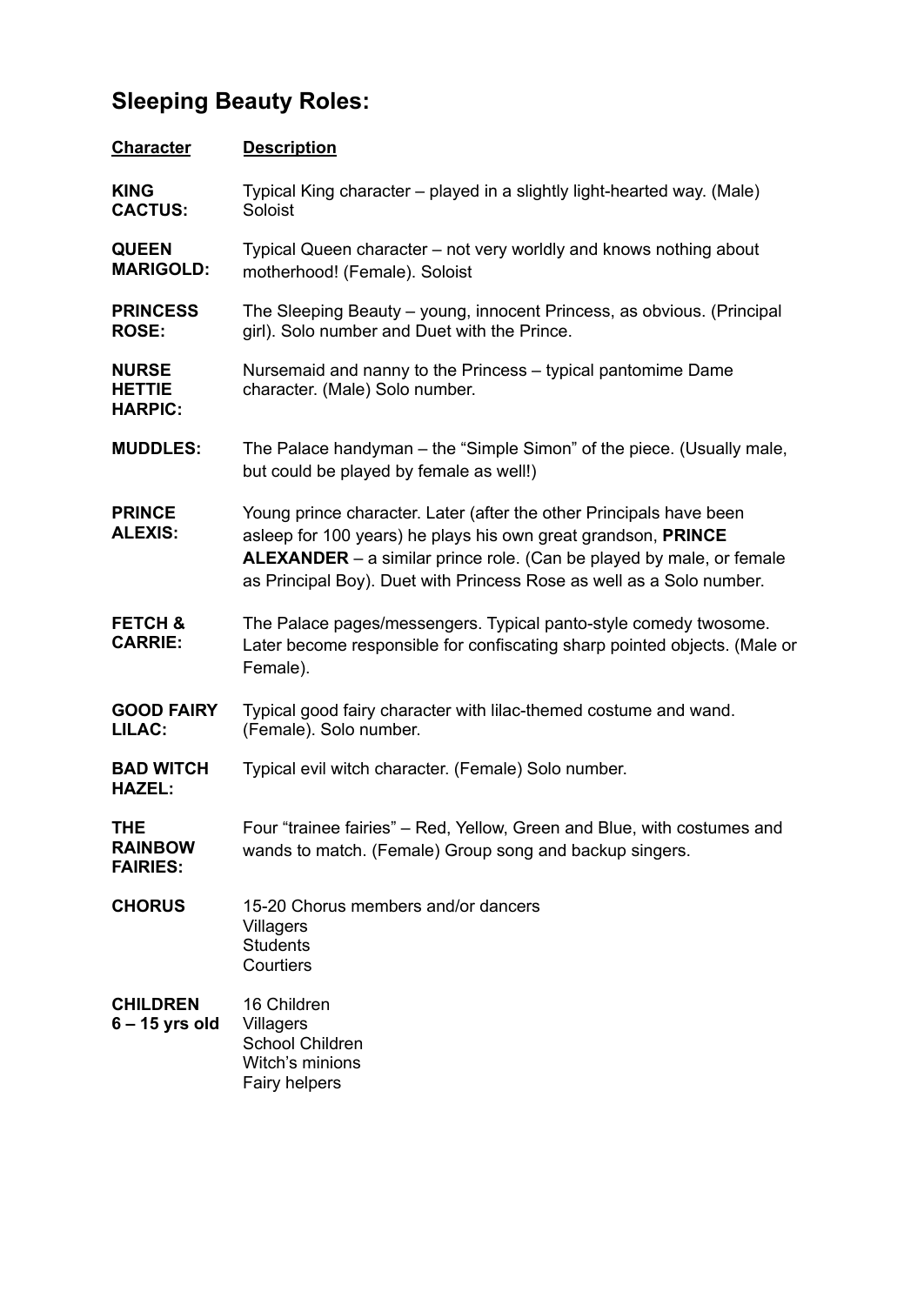## Sleeping Beauty Roles:

| Character | Description |
|---|---|
| **KING CACTUS:** | Typical King character – played in a slightly light-hearted way. (Male) Soloist |
| **QUEEN MARIGOLD:** | Typical Queen character – not very worldly and knows nothing about motherhood! (Female). Soloist |
| **PRINCESS ROSE:** | The Sleeping Beauty – young, innocent Princess, as obvious. (Principal girl). Solo number and Duet with the Prince. |
| **NURSE HETTIE HARPIC:** | Nursemaid and nanny to the Princess – typical pantomime Dame character. (Male) Solo number. |
| **MUDDLES:** | The Palace handyman – the "Simple Simon" of the piece. (Usually male, but could be played by female as well!) |
| **PRINCE ALEXIS:** | Young prince character. Later (after the other Principals have been asleep for 100 years) he plays his own great grandson, **PRINCE ALEXANDER** – a similar prince role. (Can be played by male, or female as Principal Boy). Duet with Princess Rose as well as a Solo number. |
| **FETCH & CARRIE:** | The Palace pages/messengers. Typical panto-style comedy twosome. Later become responsible for confiscating sharp pointed objects. (Male or Female). |
| **GOOD FAIRY LILAC:** | Typical good fairy character with lilac-themed costume and wand. (Female). Solo number. |
| **BAD WITCH HAZEL:** | Typical evil witch character. (Female) Solo number. |
| **THE RAINBOW FAIRIES:** | Four "trainee fairies" – Red, Yellow, Green and Blue, with costumes and wands to match. (Female) Group song and backup singers. |
| **CHORUS** | 15-20 Chorus members and/or dancers<br>Villagers<br>Students<br>Courtiers |
| **CHILDREN 6 – 15 yrs old** | 16 Children<br>Villagers<br>School Children<br>Witch's minions<br>Fairy helpers |